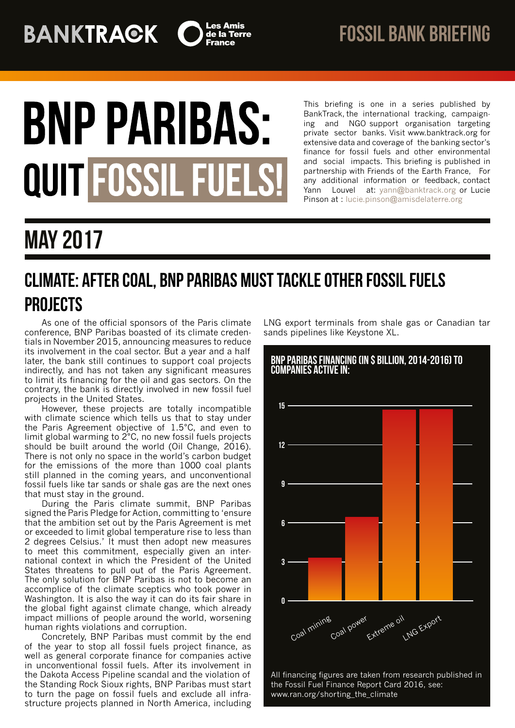BANKTRACK Les Amis de la Terre France

FOSSIL BANK BRIEFING

# BNP PARIBAS: QUIT FOSSIL FUELS!

This briefing is one in a series published by BankTrack, the international tracking, campaigning and NGO support organisation targeting private sector banks. Visit www.banktrack.org for extensive data and coverage of the banking sector's finance for fossil fuels and other environmental and social impacts. This briefing is published in partnership with Friends of the Earth France, For any additional information or feedback, contact Yann Louvel at: yann@banktrack.org or Lucie Pinson at : lucie.pinson@amisdelaterre.org

## MAY 2017

## CLIMATE: AFTER COAL, BNP PARIBAS MUST TACKLE OTHER FOSSIL FUELS PROJECTS

As one of the official sponsors of the Paris climate conference, BNP Paribas boasted of its climate credentials in November 2015, announcing measures to reduce its involvement in the coal sector. But a year and a half later, the bank still continues to support coal projects indirectly, and has not taken any significant measures to limit its financing for the oil and gas sectors. On the contrary, the bank is directly involved in new fossil fuel projects in the United States.

However, these projects are totally incompatible with climate science which tells us that to stay under the Paris Agreement objective of 1.5°C, and even to limit global warming to 2°C, no new fossil fuels projects should be built around the world (Oil Change, 2016). There is not only no space in the world's carbon budget for the emissions of the more than 1000 coal plants still planned in the coming years, and unconventional fossil fuels like tar sands or shale gas are the next ones that must stay in the ground.

During the Paris climate summit, BNP Paribas signed the Paris Pledge for Action, committing to 'ensure that the ambition set out by the Paris Agreement is met or exceeded to limit global temperature rise to less than 2 degrees Celsius.' It must then adopt new measures to meet this commitment, especially given an international context in which the President of the United States threatens to pull out of the Paris Agreement. The only solution for BNP Paribas is not to become an accomplice of the climate sceptics who took power in Washington. It is also the way it can do its fair share in the global fight against climate change, which already impact millions of people around the world, worsening human rights violations and corruption.

Concretely, BNP Paribas must commit by the end of the year to stop all fossil fuels project finance, as well as general corporate finance for companies active in unconventional fossil fuels. After its involvement in the Dakota Access Pipeline scandal and the violation of the Standing Rock Sioux rights, BNP Paribas must start to turn the page on fossil fuels and exclude all infrastructure projects planned in North America, including LNG export terminals from shale gas or Canadian tar sands pipelines like Keystone XL.

**BNP PARIBAS FINANCING (IN $ BILLION, 2014-2016) TO COMPANIES ACTIVE IN:**

| Sector | Financing ($ billion, approx.) |
|---|---|
| Coal mining | ~3.3 |
| Coal power | ~6.4 |
| Extreme oil | ~14.7 |
| LNG Export | ~14.7 |

All financing figures are taken from research published in the Fossil Fuel Finance Report Card 2016, see: www.ran.org/shorting_the_climate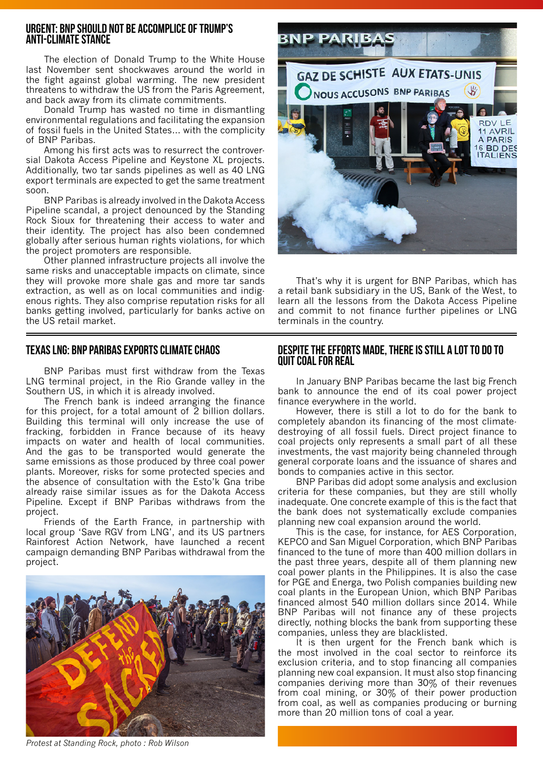## URGENT: BNP SHOULD NOT BE ACCOMPLICE OF TRUMP'S ANTI-CLIMATE STANCE

The election of Donald Trump to the White House last November sent shockwaves around the world in the fight against global warming. The new president threatens to withdraw the US from the Paris Agreement, and back away from its climate commitments.

Donald Trump has wasted no time in dismantling environmental regulations and facilitating the expansion of fossil fuels in the United States... with the complicity of BNP Paribas.

Among his first acts was to resurrect the controversial Dakota Access Pipeline and Keystone XL projects. Additionally, two tar sands pipelines as well as 40 LNG export terminals are expected to get the same treatment soon.

BNP Paribas is already involved in the Dakota Access Pipeline scandal, a project denounced by the Standing Rock Sioux for threatening their access to water and their identity. The project has also been condemned globally after serious human rights violations, for which the project promoters are responsible.

Other planned infrastructure projects all involve the same risks and unacceptable impacts on climate, since they will provoke more shale gas and more tar sands extraction, as well as on local communities and indigenous rights. They also comprise reputation risks for all banks getting involved, particularly for banks active on the US retail market.

That's why it is urgent for BNP Paribas, which has a retail bank subsidiary in the US, Bank of the West, to learn all the lessons from the Dakota Access Pipeline and commit to not finance further pipelines or LNG terminals in the country.

## TEXAS LNG: BNP PARIBAS EXPORTS CLIMATE CHAOS

BNP Paribas must first withdraw from the Texas LNG terminal project, in the Rio Grande valley in the Southern US, in which it is already involved.

The French bank is indeed arranging the finance for this project, for a total amount of 2 billion dollars. Building this terminal will only increase the use of fracking, forbidden in France because of its heavy impacts on water and health of local communities. And the gas to be transported would generate the same emissions as those produced by three coal power plants. Moreover, risks for some protected species and the absence of consultation with the Esto'k Gna tribe already raise similar issues as for the Dakota Access Pipeline. Except if BNP Paribas withdraws from the project.

Friends of the Earth France, in partnership with local group 'Save RGV from LNG', and its US partners Rainforest Action Network, have launched a recent campaign demanding BNP Paribas withdrawal from the project.

*Protest at Standing Rock, photo : Rob Wilson*

## DESPITE THE EFFORTS MADE, THERE IS STILL A LOT TO DO TO QUIT COAL FOR REAL

In January BNP Paribas became the last big French bank to announce the end of its coal power project finance everywhere in the world.

However, there is still a lot to do for the bank to completely abandon its financing of the most climate-destroying of all fossil fuels. Direct project finance to coal projects only represents a small part of all these investments, the vast majority being channeled through general corporate loans and the issuance of shares and bonds to companies active in this sector.

BNP Paribas did adopt some analysis and exclusion criteria for these companies, but they are still wholly inadequate. One concrete example of this is the fact that the bank does not systematically exclude companies planning new coal expansion around the world.

This is the case, for instance, for AES Corporation, KEPCO and San Miguel Corporation, which BNP Paribas financed to the tune of more than 400 million dollars in the past three years, despite all of them planning new coal power plants in the Philippines. It is also the case for PGE and Energa, two Polish companies building new coal plants in the European Union, which BNP Paribas financed almost 540 million dollars since 2014. While BNP Paribas will not finance any of these projects directly, nothing blocks the bank from supporting these companies, unless they are blacklisted.

It is then urgent for the French bank which is the most involved in the coal sector to reinforce its exclusion criteria, and to stop financing all companies planning new coal expansion. It must also stop financing companies deriving more than 30% of their revenues from coal mining, or 30% of their power production from coal, as well as companies producing or burning more than 20 million tons of coal a year.